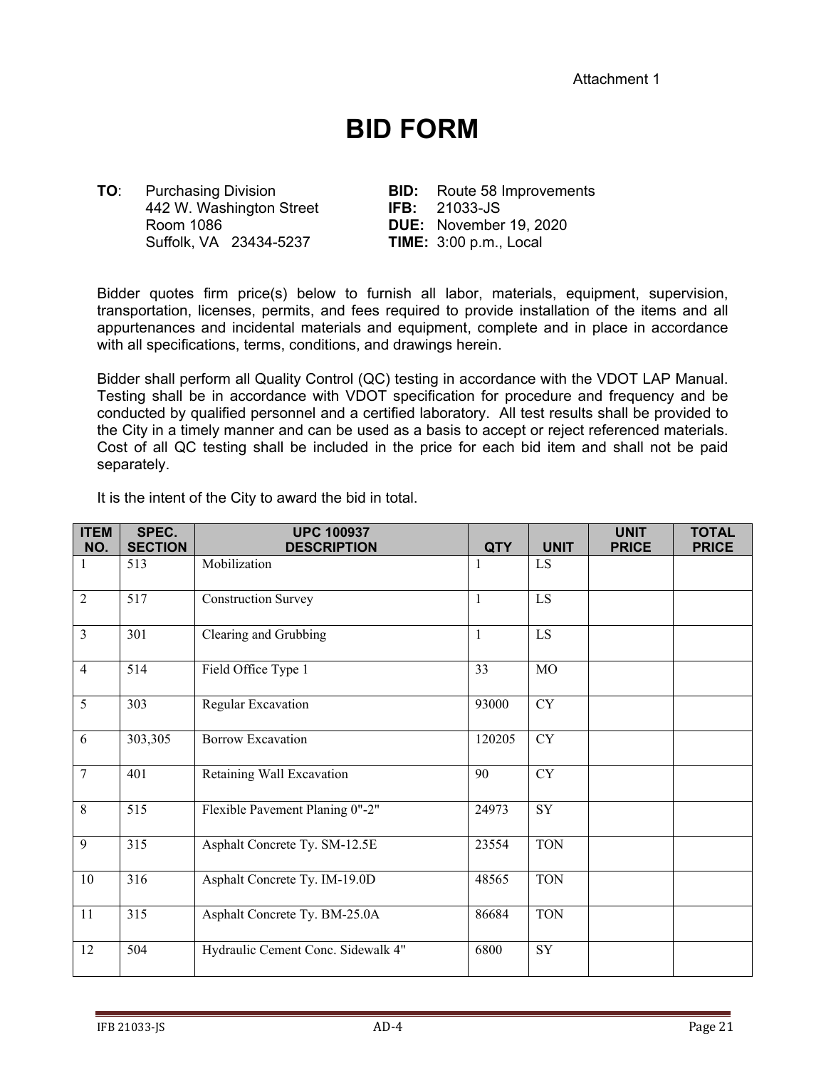Attachment 1

# BID FORM

**TO**: Purchasing Division
442 W. Washington Street
Room 1086
Suffolk, VA 23434-5237

**BID:** Route 58 Improvements
**IFB:** 21033-JS
**DUE:** November 19, 2020
**TIME:** 3:00 p.m., Local

Bidder quotes firm price(s) below to furnish all labor, materials, equipment, supervision, transportation, licenses, permits, and fees required to provide installation of the items and all appurtenances and incidental materials and equipment, complete and in place in accordance with all specifications, terms, conditions, and drawings herein.

Bidder shall perform all Quality Control (QC) testing in accordance with the VDOT LAP Manual. Testing shall be in accordance with VDOT specification for procedure and frequency and be conducted by qualified personnel and a certified laboratory. All test results shall be provided to the City in a timely manner and can be used as a basis to accept or reject referenced materials. Cost of all QC testing shall be included in the price for each bid item and shall not be paid separately.

It is the intent of the City to award the bid in total.

| ITEM NO. | SPEC. SECTION | UPC 100937 DESCRIPTION | QTY | UNIT | UNIT PRICE | TOTAL PRICE |
|---|---|---|---|---|---|---|
| 1 | 513 | Mobilization | 1 | LS | | |
| 2 | 517 | Construction Survey | 1 | LS | | |
| 3 | 301 | Clearing and Grubbing | 1 | LS | | |
| 4 | 514 | Field Office Type 1 | 33 | MO | | |
| 5 | 303 | Regular Excavation | 93000 | CY | | |
| 6 | 303,305 | Borrow Excavation | 120205 | CY | | |
| 7 | 401 | Retaining Wall Excavation | 90 | CY | | |
| 8 | 515 | Flexible Pavement Planing 0"-2" | 24973 | SY | | |
| 9 | 315 | Asphalt Concrete Ty. SM-12.5E | 23554 | TON | | |
| 10 | 316 | Asphalt Concrete Ty. IM-19.0D | 48565 | TON | | |
| 11 | 315 | Asphalt Concrete Ty. BM-25.0A | 86684 | TON | | |
| 12 | 504 | Hydraulic Cement Conc. Sidewalk 4" | 6800 | SY | | |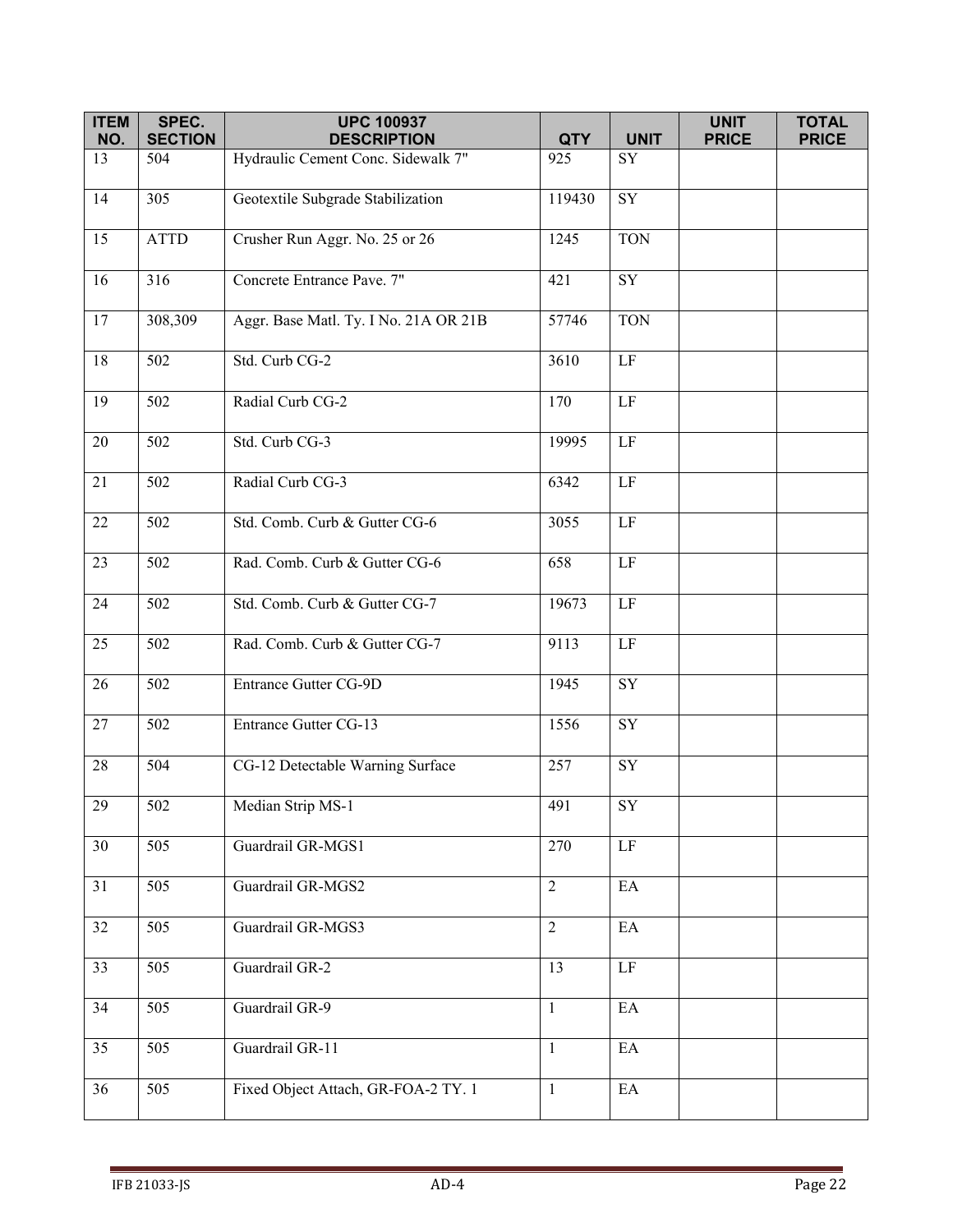| ITEM NO. | SPEC. SECTION | UPC 100937 DESCRIPTION | QTY | UNIT | UNIT PRICE | TOTAL PRICE |
|---|---|---|---|---|---|---|
| 13 | 504 | Hydraulic Cement Conc. Sidewalk 7" | 925 | SY | | |
| 14 | 305 | Geotextile Subgrade Stabilization | 119430 | SY | | |
| 15 | ATTD | Crusher Run Aggr. No. 25 or 26 | 1245 | TON | | |
| 16 | 316 | Concrete Entrance Pave. 7" | 421 | SY | | |
| 17 | 308,309 | Aggr. Base Matl. Ty. I No. 21A OR 21B | 57746 | TON | | |
| 18 | 502 | Std. Curb CG-2 | 3610 | LF | | |
| 19 | 502 | Radial Curb CG-2 | 170 | LF | | |
| 20 | 502 | Std. Curb CG-3 | 19995 | LF | | |
| 21 | 502 | Radial Curb CG-3 | 6342 | LF | | |
| 22 | 502 | Std. Comb. Curb & Gutter CG-6 | 3055 | LF | | |
| 23 | 502 | Rad. Comb. Curb & Gutter CG-6 | 658 | LF | | |
| 24 | 502 | Std. Comb. Curb & Gutter CG-7 | 19673 | LF | | |
| 25 | 502 | Rad. Comb. Curb & Gutter CG-7 | 9113 | LF | | |
| 26 | 502 | Entrance Gutter CG-9D | 1945 | SY | | |
| 27 | 502 | Entrance Gutter CG-13 | 1556 | SY | | |
| 28 | 504 | CG-12 Detectable Warning Surface | 257 | SY | | |
| 29 | 502 | Median Strip MS-1 | 491 | SY | | |
| 30 | 505 | Guardrail GR-MGS1 | 270 | LF | | |
| 31 | 505 | Guardrail GR-MGS2 | 2 | EA | | |
| 32 | 505 | Guardrail GR-MGS3 | 2 | EA | | |
| 33 | 505 | Guardrail GR-2 | 13 | LF | | |
| 34 | 505 | Guardrail GR-9 | 1 | EA | | |
| 35 | 505 | Guardrail GR-11 | 1 | EA | | |
| 36 | 505 | Fixed Object Attach, GR-FOA-2 TY. 1 | 1 | EA | | |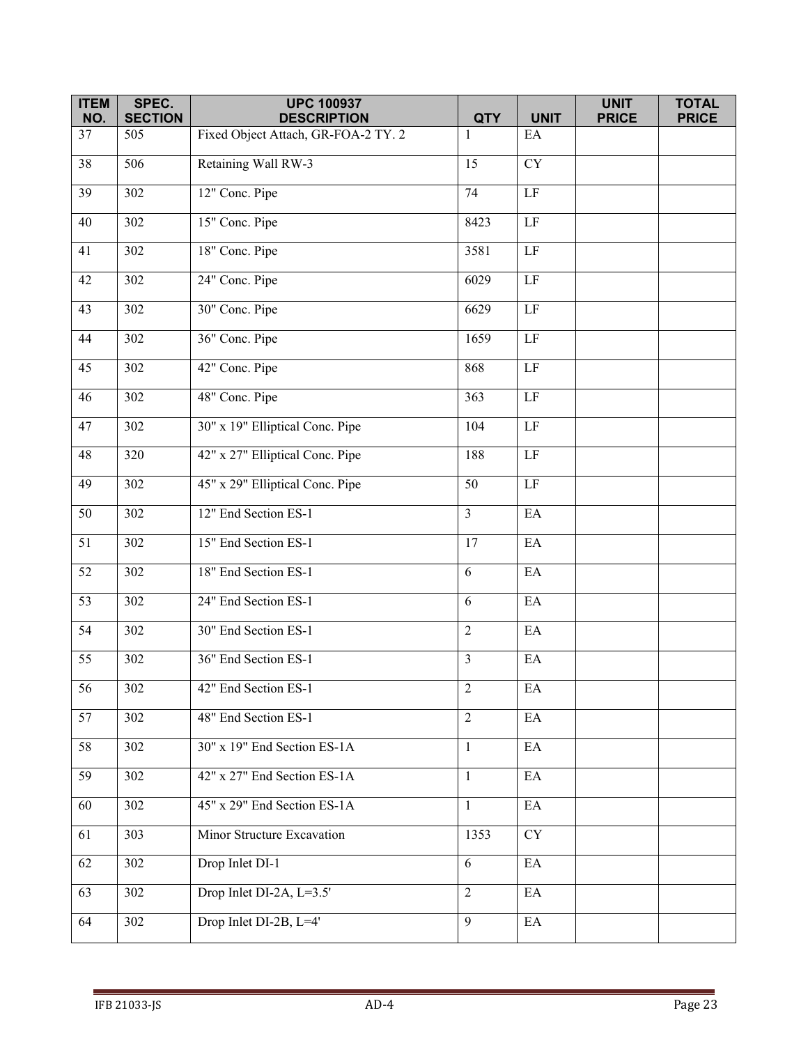| ITEM NO. | SPEC. SECTION | UPC 100937 DESCRIPTION | QTY | UNIT | UNIT PRICE | TOTAL PRICE |
|---|---|---|---|---|---|---|
| 37 | 505 | Fixed Object Attach, GR-FOA-2 TY. 2 | 1 | EA | | |
| 38 | 506 | Retaining Wall RW-3 | 15 | CY | | |
| 39 | 302 | 12" Conc. Pipe | 74 | LF | | |
| 40 | 302 | 15" Conc. Pipe | 8423 | LF | | |
| 41 | 302 | 18" Conc. Pipe | 3581 | LF | | |
| 42 | 302 | 24" Conc. Pipe | 6029 | LF | | |
| 43 | 302 | 30" Conc. Pipe | 6629 | LF | | |
| 44 | 302 | 36" Conc. Pipe | 1659 | LF | | |
| 45 | 302 | 42" Conc. Pipe | 868 | LF | | |
| 46 | 302 | 48" Conc. Pipe | 363 | LF | | |
| 47 | 302 | 30" x 19" Elliptical Conc. Pipe | 104 | LF | | |
| 48 | 320 | 42" x 27" Elliptical Conc. Pipe | 188 | LF | | |
| 49 | 302 | 45" x 29" Elliptical Conc. Pipe | 50 | LF | | |
| 50 | 302 | 12" End Section ES-1 | 3 | EA | | |
| 51 | 302 | 15" End Section ES-1 | 17 | EA | | |
| 52 | 302 | 18" End Section ES-1 | 6 | EA | | |
| 53 | 302 | 24" End Section ES-1 | 6 | EA | | |
| 54 | 302 | 30" End Section ES-1 | 2 | EA | | |
| 55 | 302 | 36" End Section ES-1 | 3 | EA | | |
| 56 | 302 | 42" End Section ES-1 | 2 | EA | | |
| 57 | 302 | 48" End Section ES-1 | 2 | EA | | |
| 58 | 302 | 30" x 19" End Section ES-1A | 1 | EA | | |
| 59 | 302 | 42" x 27" End Section ES-1A | 1 | EA | | |
| 60 | 302 | 45" x 29" End Section ES-1A | 1 | EA | | |
| 61 | 303 | Minor Structure Excavation | 1353 | CY | | |
| 62 | 302 | Drop Inlet DI-1 | 6 | EA | | |
| 63 | 302 | Drop Inlet DI-2A, L=3.5' | 2 | EA | | |
| 64 | 302 | Drop Inlet DI-2B, L=4' | 9 | EA | | |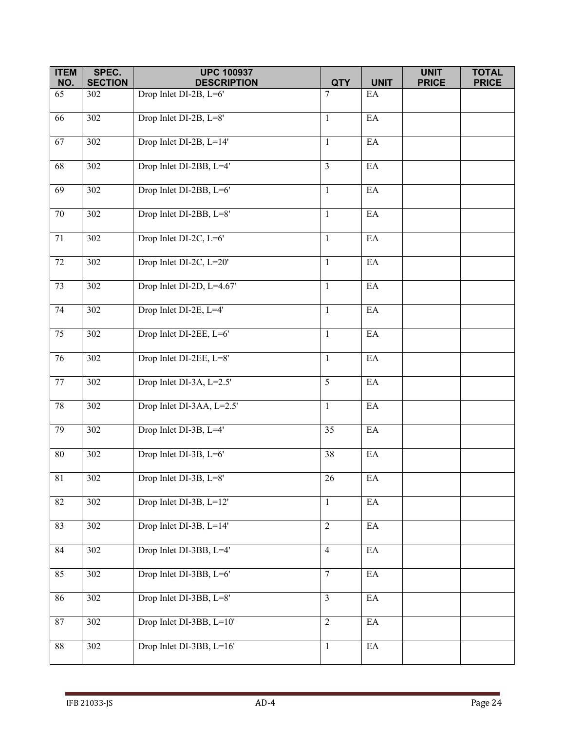| ITEM NO. | SPEC. SECTION | UPC 100937 DESCRIPTION | QTY | UNIT | UNIT PRICE | TOTAL PRICE |
|---|---|---|---|---|---|---|
| 65 | 302 | Drop Inlet DI-2B, L=6' | 7 | EA | | |
| 66 | 302 | Drop Inlet DI-2B, L=8' | 1 | EA | | |
| 67 | 302 | Drop Inlet DI-2B, L=14' | 1 | EA | | |
| 68 | 302 | Drop Inlet DI-2BB, L=4' | 3 | EA | | |
| 69 | 302 | Drop Inlet DI-2BB, L=6' | 1 | EA | | |
| 70 | 302 | Drop Inlet DI-2BB, L=8' | 1 | EA | | |
| 71 | 302 | Drop Inlet DI-2C, L=6' | 1 | EA | | |
| 72 | 302 | Drop Inlet DI-2C, L=20' | 1 | EA | | |
| 73 | 302 | Drop Inlet DI-2D, L=4.67' | 1 | EA | | |
| 74 | 302 | Drop Inlet DI-2E, L=4' | 1 | EA | | |
| 75 | 302 | Drop Inlet DI-2EE, L=6' | 1 | EA | | |
| 76 | 302 | Drop Inlet DI-2EE, L=8' | 1 | EA | | |
| 77 | 302 | Drop Inlet DI-3A, L=2.5' | 5 | EA | | |
| 78 | 302 | Drop Inlet DI-3AA, L=2.5' | 1 | EA | | |
| 79 | 302 | Drop Inlet DI-3B, L=4' | 35 | EA | | |
| 80 | 302 | Drop Inlet DI-3B, L=6' | 38 | EA | | |
| 81 | 302 | Drop Inlet DI-3B, L=8' | 26 | EA | | |
| 82 | 302 | Drop Inlet DI-3B, L=12' | 1 | EA | | |
| 83 | 302 | Drop Inlet DI-3B, L=14' | 2 | EA | | |
| 84 | 302 | Drop Inlet DI-3BB, L=4' | 4 | EA | | |
| 85 | 302 | Drop Inlet DI-3BB, L=6' | 7 | EA | | |
| 86 | 302 | Drop Inlet DI-3BB, L=8' | 3 | EA | | |
| 87 | 302 | Drop Inlet DI-3BB, L=10' | 2 | EA | | |
| 88 | 302 | Drop Inlet DI-3BB, L=16' | 1 | EA | | |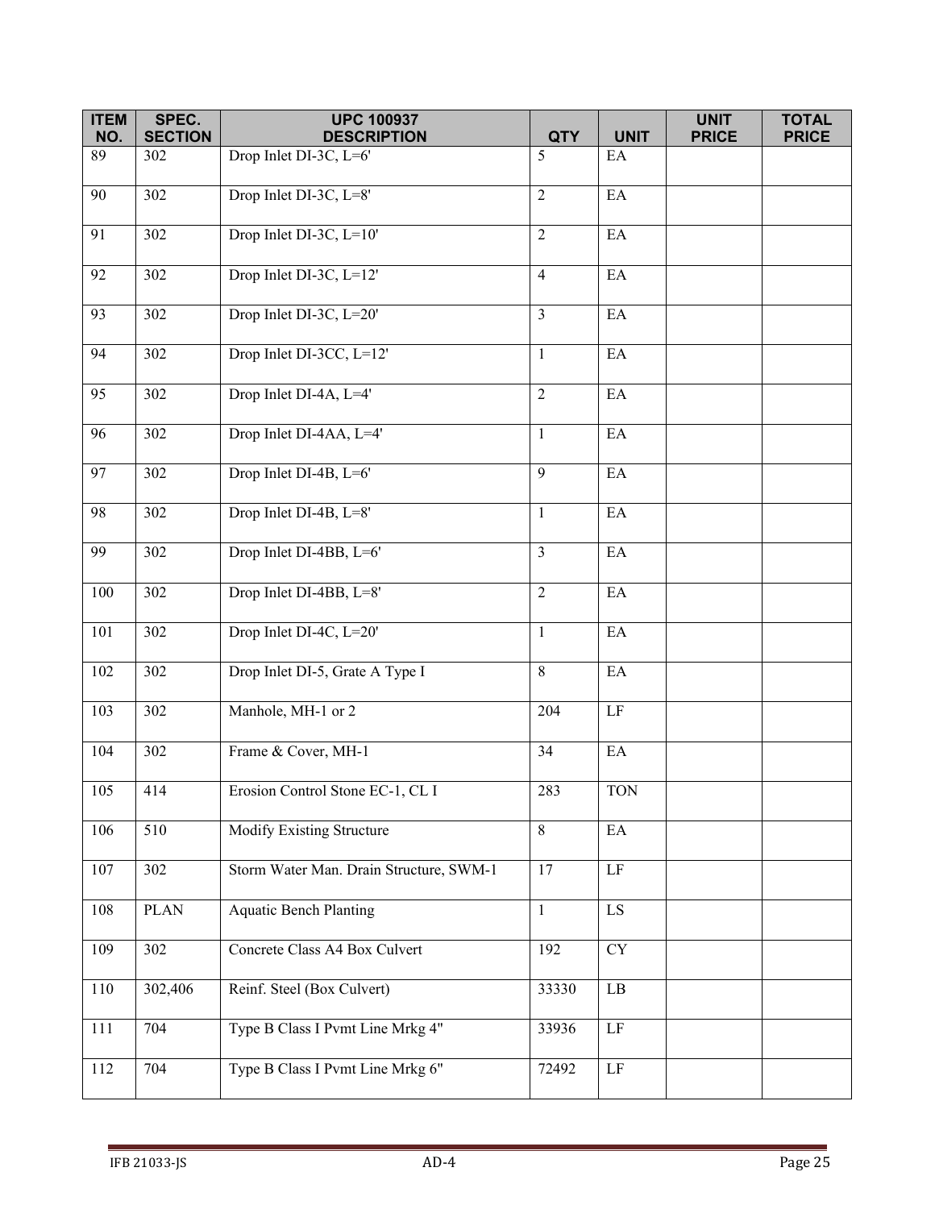| ITEM NO. | SPEC. SECTION | UPC 100937 DESCRIPTION | QTY | UNIT | UNIT PRICE | TOTAL PRICE |
|---|---|---|---|---|---|---|
| 89 | 302 | Drop Inlet DI-3C, L=6' | 5 | EA | | |
| 90 | 302 | Drop Inlet DI-3C, L=8' | 2 | EA | | |
| 91 | 302 | Drop Inlet DI-3C, L=10' | 2 | EA | | |
| 92 | 302 | Drop Inlet DI-3C, L=12' | 4 | EA | | |
| 93 | 302 | Drop Inlet DI-3C, L=20' | 3 | EA | | |
| 94 | 302 | Drop Inlet DI-3CC, L=12' | 1 | EA | | |
| 95 | 302 | Drop Inlet DI-4A, L=4' | 2 | EA | | |
| 96 | 302 | Drop Inlet DI-4AA, L=4' | 1 | EA | | |
| 97 | 302 | Drop Inlet DI-4B, L=6' | 9 | EA | | |
| 98 | 302 | Drop Inlet DI-4B, L=8' | 1 | EA | | |
| 99 | 302 | Drop Inlet DI-4BB, L=6' | 3 | EA | | |
| 100 | 302 | Drop Inlet DI-4BB, L=8' | 2 | EA | | |
| 101 | 302 | Drop Inlet DI-4C, L=20' | 1 | EA | | |
| 102 | 302 | Drop Inlet DI-5, Grate A Type I | 8 | EA | | |
| 103 | 302 | Manhole, MH-1 or 2 | 204 | LF | | |
| 104 | 302 | Frame & Cover, MH-1 | 34 | EA | | |
| 105 | 414 | Erosion Control Stone EC-1, CL I | 283 | TON | | |
| 106 | 510 | Modify Existing Structure | 8 | EA | | |
| 107 | 302 | Storm Water Man. Drain Structure, SWM-1 | 17 | LF | | |
| 108 | PLAN | Aquatic Bench Planting | 1 | LS | | |
| 109 | 302 | Concrete Class A4 Box Culvert | 192 | CY | | |
| 110 | 302,406 | Reinf. Steel (Box Culvert) | 33330 | LB | | |
| 111 | 704 | Type B Class I Pvmt Line Mrkg 4" | 33936 | LF | | |
| 112 | 704 | Type B Class I Pvmt Line Mrkg 6" | 72492 | LF | | |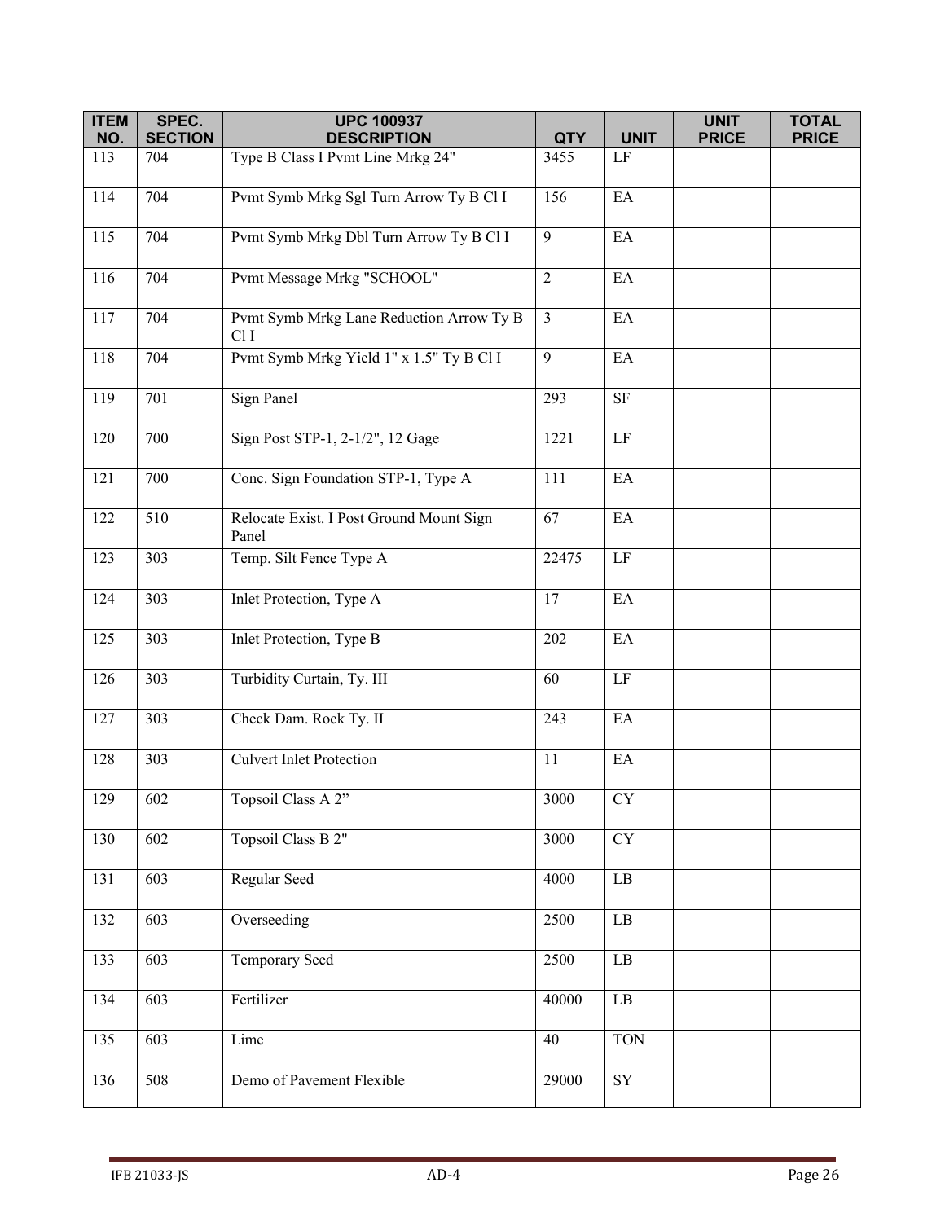| ITEM NO. | SPEC. SECTION | UPC 100937 DESCRIPTION | QTY | UNIT | UNIT PRICE | TOTAL PRICE |
|---|---|---|---|---|---|---|
| 113 | 704 | Type B Class I Pvmt Line Mrkg 24" | 3455 | LF | | |
| 114 | 704 | Pvmt Symb Mrkg Sgl Turn Arrow Ty B Cl I | 156 | EA | | |
| 115 | 704 | Pvmt Symb Mrkg Dbl Turn Arrow Ty B Cl I | 9 | EA | | |
| 116 | 704 | Pvmt Message Mrkg "SCHOOL" | 2 | EA | | |
| 117 | 704 | Pvmt Symb Mrkg Lane Reduction Arrow Ty B Cl I | 3 | EA | | |
| 118 | 704 | Pvmt Symb Mrkg Yield 1" x 1.5" Ty B Cl I | 9 | EA | | |
| 119 | 701 | Sign Panel | 293 | SF | | |
| 120 | 700 | Sign Post STP-1, 2-1/2", 12 Gage | 1221 | LF | | |
| 121 | 700 | Conc. Sign Foundation STP-1, Type A | 111 | EA | | |
| 122 | 510 | Relocate Exist. I Post Ground Mount Sign Panel | 67 | EA | | |
| 123 | 303 | Temp. Silt Fence Type A | 22475 | LF | | |
| 124 | 303 | Inlet Protection, Type A | 17 | EA | | |
| 125 | 303 | Inlet Protection, Type B | 202 | EA | | |
| 126 | 303 | Turbidity Curtain, Ty. III | 60 | LF | | |
| 127 | 303 | Check Dam. Rock Ty. II | 243 | EA | | |
| 128 | 303 | Culvert Inlet Protection | 11 | EA | | |
| 129 | 602 | Topsoil Class A 2” | 3000 | CY | | |
| 130 | 602 | Topsoil Class B 2" | 3000 | CY | | |
| 131 | 603 | Regular Seed | 4000 | LB | | |
| 132 | 603 | Overseeding | 2500 | LB | | |
| 133 | 603 | Temporary Seed | 2500 | LB | | |
| 134 | 603 | Fertilizer | 40000 | LB | | |
| 135 | 603 | Lime | 40 | TON | | |
| 136 | 508 | Demo of Pavement Flexible | 29000 | SY | | |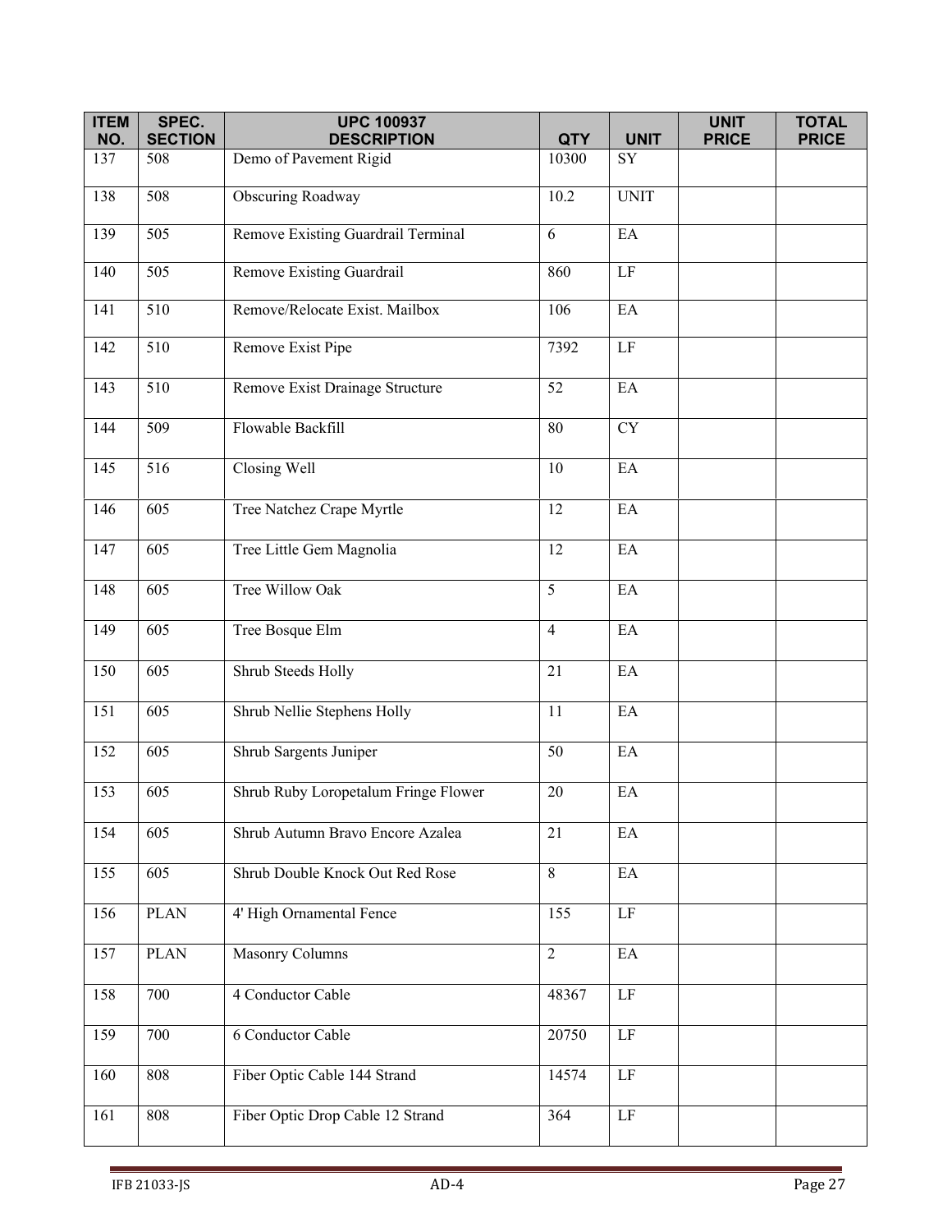| ITEM NO. | SPEC. SECTION | UPC 100937 DESCRIPTION | QTY | UNIT | UNIT PRICE | TOTAL PRICE |
|---|---|---|---|---|---|---|
| 137 | 508 | Demo of Pavement Rigid | 10300 | SY | | |
| 138 | 508 | Obscuring Roadway | 10.2 | UNIT | | |
| 139 | 505 | Remove Existing Guardrail Terminal | 6 | EA | | |
| 140 | 505 | Remove Existing Guardrail | 860 | LF | | |
| 141 | 510 | Remove/Relocate Exist. Mailbox | 106 | EA | | |
| 142 | 510 | Remove Exist Pipe | 7392 | LF | | |
| 143 | 510 | Remove Exist Drainage Structure | 52 | EA | | |
| 144 | 509 | Flowable Backfill | 80 | CY | | |
| 145 | 516 | Closing Well | 10 | EA | | |
| 146 | 605 | Tree Natchez Crape Myrtle | 12 | EA | | |
| 147 | 605 | Tree Little Gem Magnolia | 12 | EA | | |
| 148 | 605 | Tree Willow Oak | 5 | EA | | |
| 149 | 605 | Tree Bosque Elm | 4 | EA | | |
| 150 | 605 | Shrub Steeds Holly | 21 | EA | | |
| 151 | 605 | Shrub Nellie Stephens Holly | 11 | EA | | |
| 152 | 605 | Shrub Sargents Juniper | 50 | EA | | |
| 153 | 605 | Shrub Ruby Loropetalum Fringe Flower | 20 | EA | | |
| 154 | 605 | Shrub Autumn Bravo Encore Azalea | 21 | EA | | |
| 155 | 605 | Shrub Double Knock Out Red Rose | 8 | EA | | |
| 156 | PLAN | 4' High Ornamental Fence | 155 | LF | | |
| 157 | PLAN | Masonry Columns | 2 | EA | | |
| 158 | 700 | 4 Conductor Cable | 48367 | LF | | |
| 159 | 700 | 6 Conductor Cable | 20750 | LF | | |
| 160 | 808 | Fiber Optic Cable 144 Strand | 14574 | LF | | |
| 161 | 808 | Fiber Optic Drop Cable 12 Strand | 364 | LF | | |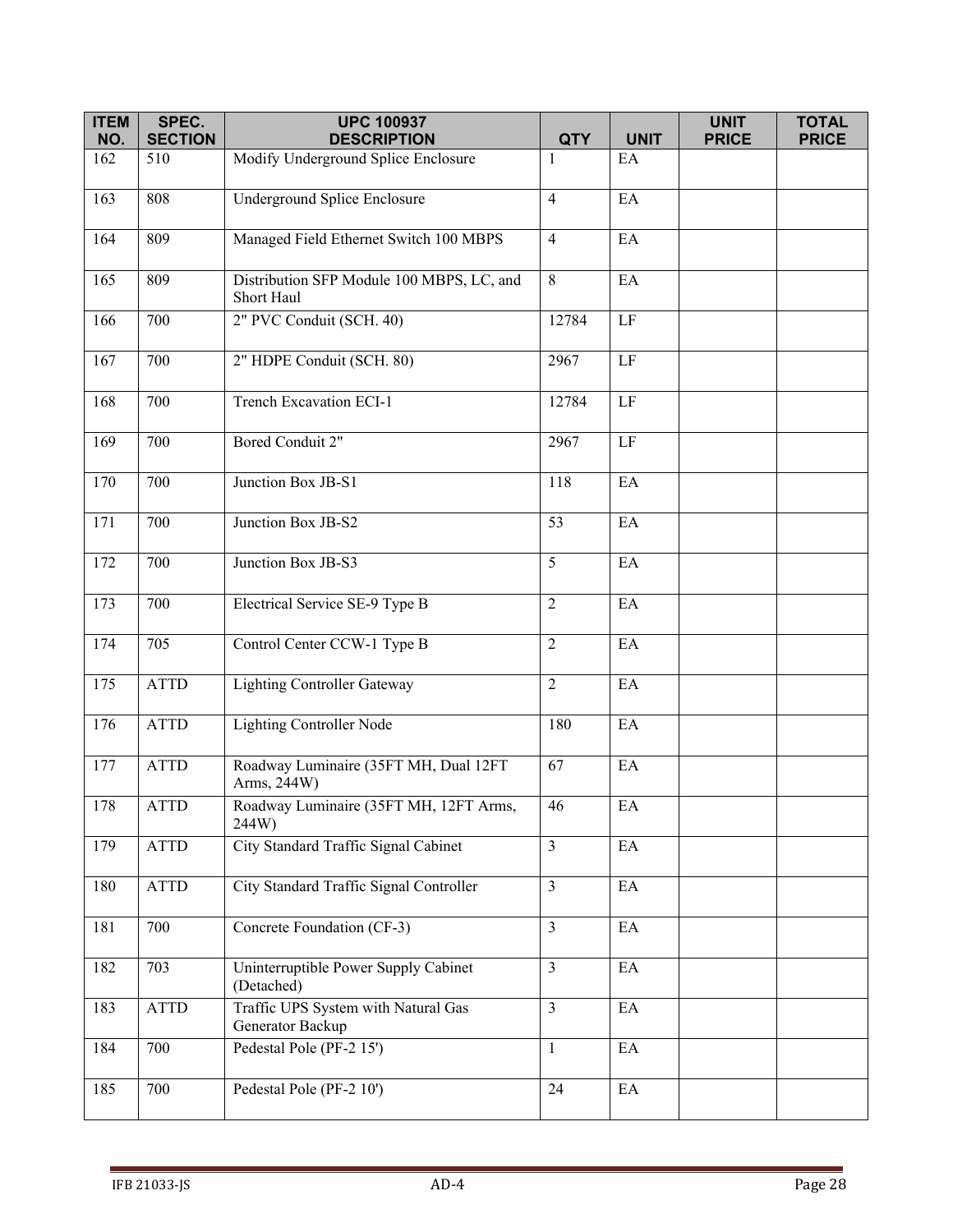| ITEM NO. | SPEC. SECTION | UPC 100937 DESCRIPTION | QTY | UNIT | UNIT PRICE | TOTAL PRICE |
|---|---|---|---|---|---|---|
| 162 | 510 | Modify Underground Splice Enclosure | 1 | EA | | |
| 163 | 808 | Underground Splice Enclosure | 4 | EA | | |
| 164 | 809 | Managed Field Ethernet Switch 100 MBPS | 4 | EA | | |
| 165 | 809 | Distribution SFP Module 100 MBPS, LC, and Short Haul | 8 | EA | | |
| 166 | 700 | 2" PVC Conduit (SCH. 40) | 12784 | LF | | |
| 167 | 700 | 2" HDPE Conduit (SCH. 80) | 2967 | LF | | |
| 168 | 700 | Trench Excavation ECI-1 | 12784 | LF | | |
| 169 | 700 | Bored Conduit 2" | 2967 | LF | | |
| 170 | 700 | Junction Box JB-S1 | 118 | EA | | |
| 171 | 700 | Junction Box JB-S2 | 53 | EA | | |
| 172 | 700 | Junction Box JB-S3 | 5 | EA | | |
| 173 | 700 | Electrical Service SE-9 Type B | 2 | EA | | |
| 174 | 705 | Control Center CCW-1 Type B | 2 | EA | | |
| 175 | ATTD | Lighting Controller Gateway | 2 | EA | | |
| 176 | ATTD | Lighting Controller Node | 180 | EA | | |
| 177 | ATTD | Roadway Luminaire (35FT MH, Dual 12FT Arms, 244W) | 67 | EA | | |
| 178 | ATTD | Roadway Luminaire (35FT MH, 12FT Arms, 244W) | 46 | EA | | |
| 179 | ATTD | City Standard Traffic Signal Cabinet | 3 | EA | | |
| 180 | ATTD | City Standard Traffic Signal Controller | 3 | EA | | |
| 181 | 700 | Concrete Foundation (CF-3) | 3 | EA | | |
| 182 | 703 | Uninterruptible Power Supply Cabinet (Detached) | 3 | EA | | |
| 183 | ATTD | Traffic UPS System with Natural Gas Generator Backup | 3 | EA | | |
| 184 | 700 | Pedestal Pole (PF-2 15') | 1 | EA | | |
| 185 | 700 | Pedestal Pole (PF-2 10') | 24 | EA | | |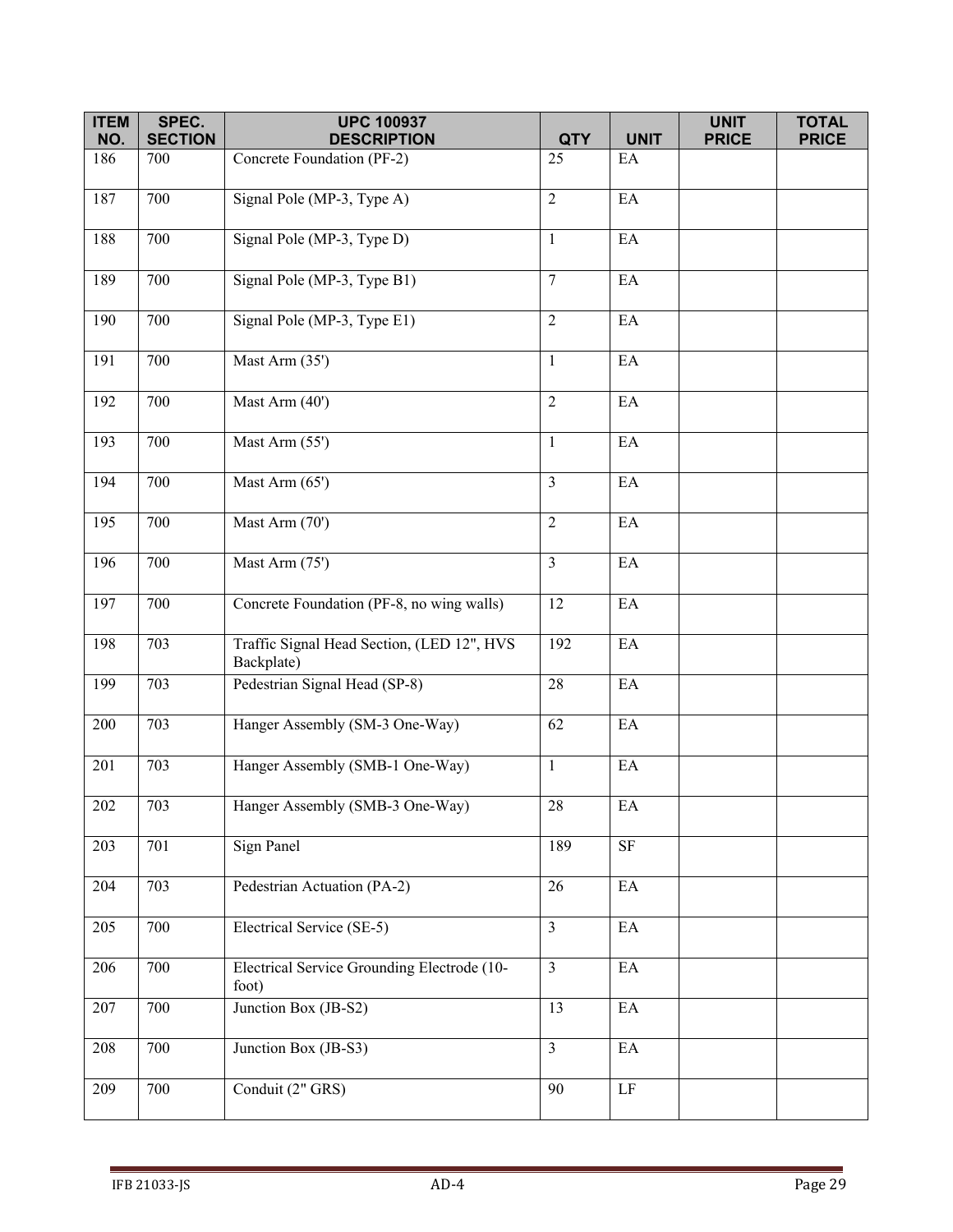| ITEM NO. | SPEC. SECTION | UPC 100937 DESCRIPTION | QTY | UNIT | UNIT PRICE | TOTAL PRICE |
|---|---|---|---|---|---|---|
| 186 | 700 | Concrete Foundation (PF-2) | 25 | EA | | |
| 187 | 700 | Signal Pole (MP-3, Type A) | 2 | EA | | |
| 188 | 700 | Signal Pole (MP-3, Type D) | 1 | EA | | |
| 189 | 700 | Signal Pole (MP-3, Type B1) | 7 | EA | | |
| 190 | 700 | Signal Pole (MP-3, Type E1) | 2 | EA | | |
| 191 | 700 | Mast Arm (35') | 1 | EA | | |
| 192 | 700 | Mast Arm (40') | 2 | EA | | |
| 193 | 700 | Mast Arm (55') | 1 | EA | | |
| 194 | 700 | Mast Arm (65') | 3 | EA | | |
| 195 | 700 | Mast Arm (70') | 2 | EA | | |
| 196 | 700 | Mast Arm (75') | 3 | EA | | |
| 197 | 700 | Concrete Foundation (PF-8, no wing walls) | 12 | EA | | |
| 198 | 703 | Traffic Signal Head Section, (LED 12", HVS Backplate) | 192 | EA | | |
| 199 | 703 | Pedestrian Signal Head (SP-8) | 28 | EA | | |
| 200 | 703 | Hanger Assembly (SM-3 One-Way) | 62 | EA | | |
| 201 | 703 | Hanger Assembly (SMB-1 One-Way) | 1 | EA | | |
| 202 | 703 | Hanger Assembly (SMB-3 One-Way) | 28 | EA | | |
| 203 | 701 | Sign Panel | 189 | SF | | |
| 204 | 703 | Pedestrian Actuation (PA-2) | 26 | EA | | |
| 205 | 700 | Electrical Service (SE-5) | 3 | EA | | |
| 206 | 700 | Electrical Service Grounding Electrode (10-foot) | 3 | EA | | |
| 207 | 700 | Junction Box (JB-S2) | 13 | EA | | |
| 208 | 700 | Junction Box (JB-S3) | 3 | EA | | |
| 209 | 700 | Conduit (2" GRS) | 90 | LF | | |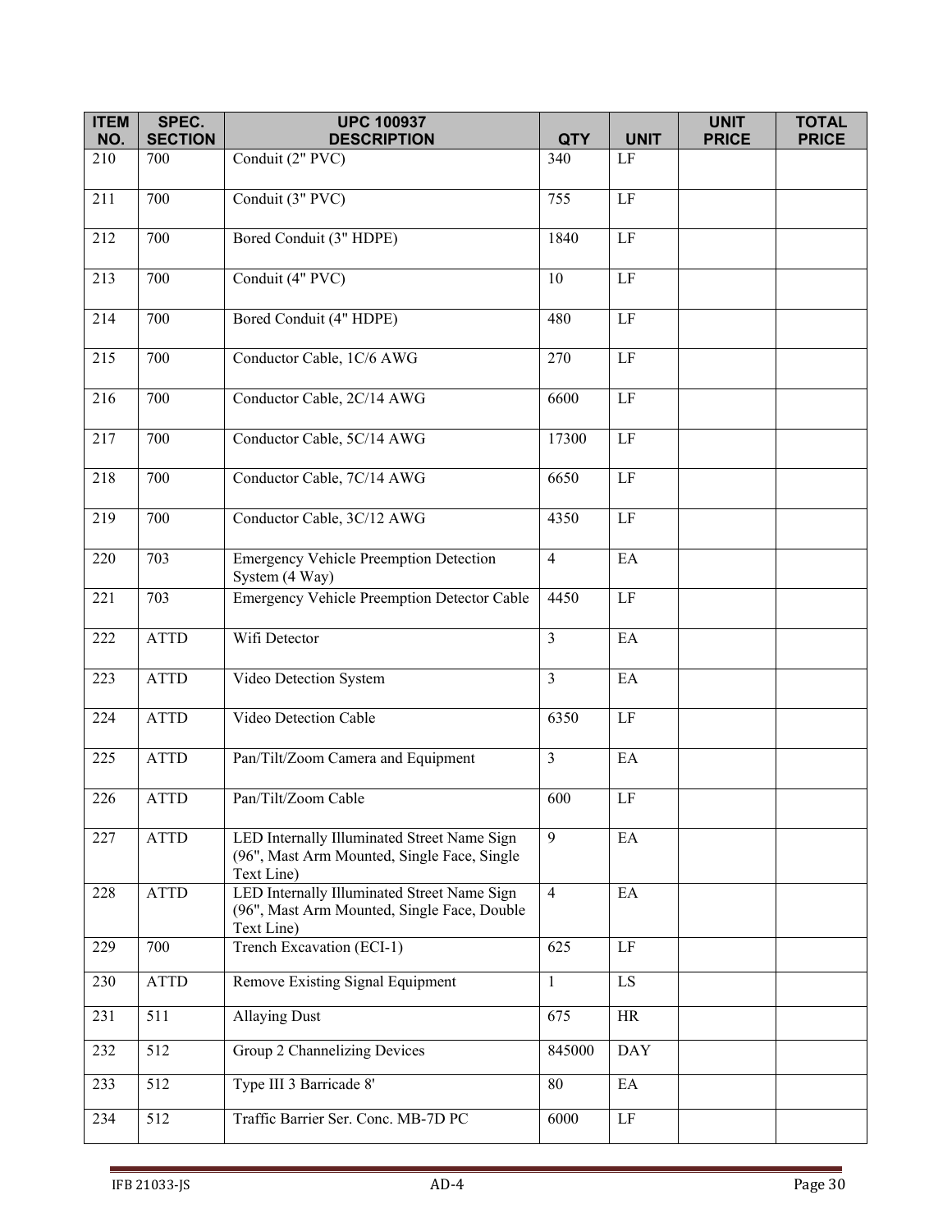| ITEM NO. | SPEC. SECTION | UPC 100937 DESCRIPTION | QTY | UNIT | UNIT PRICE | TOTAL PRICE |
|---|---|---|---|---|---|---|
| 210 | 700 | Conduit (2" PVC) | 340 | LF | | |
| 211 | 700 | Conduit (3" PVC) | 755 | LF | | |
| 212 | 700 | Bored Conduit (3" HDPE) | 1840 | LF | | |
| 213 | 700 | Conduit (4" PVC) | 10 | LF | | |
| 214 | 700 | Bored Conduit (4" HDPE) | 480 | LF | | |
| 215 | 700 | Conductor Cable, 1C/6 AWG | 270 | LF | | |
| 216 | 700 | Conductor Cable, 2C/14 AWG | 6600 | LF | | |
| 217 | 700 | Conductor Cable, 5C/14 AWG | 17300 | LF | | |
| 218 | 700 | Conductor Cable, 7C/14 AWG | 6650 | LF | | |
| 219 | 700 | Conductor Cable, 3C/12 AWG | 4350 | LF | | |
| 220 | 703 | Emergency Vehicle Preemption Detection System (4 Way) | 4 | EA | | |
| 221 | 703 | Emergency Vehicle Preemption Detector Cable | 4450 | LF | | |
| 222 | ATTD | Wifi Detector | 3 | EA | | |
| 223 | ATTD | Video Detection System | 3 | EA | | |
| 224 | ATTD | Video Detection Cable | 6350 | LF | | |
| 225 | ATTD | Pan/Tilt/Zoom Camera and Equipment | 3 | EA | | |
| 226 | ATTD | Pan/Tilt/Zoom Cable | 600 | LF | | |
| 227 | ATTD | LED Internally Illuminated Street Name Sign (96", Mast Arm Mounted, Single Face, Single Text Line) | 9 | EA | | |
| 228 | ATTD | LED Internally Illuminated Street Name Sign (96", Mast Arm Mounted, Single Face, Double Text Line) | 4 | EA | | |
| 229 | 700 | Trench Excavation (ECI-1) | 625 | LF | | |
| 230 | ATTD | Remove Existing Signal Equipment | 1 | LS | | |
| 231 | 511 | Allaying Dust | 675 | HR | | |
| 232 | 512 | Group 2 Channelizing Devices | 845000 | DAY | | |
| 233 | 512 | Type III 3 Barricade 8' | 80 | EA | | |
| 234 | 512 | Traffic Barrier Ser. Conc. MB-7D PC | 6000 | LF | | |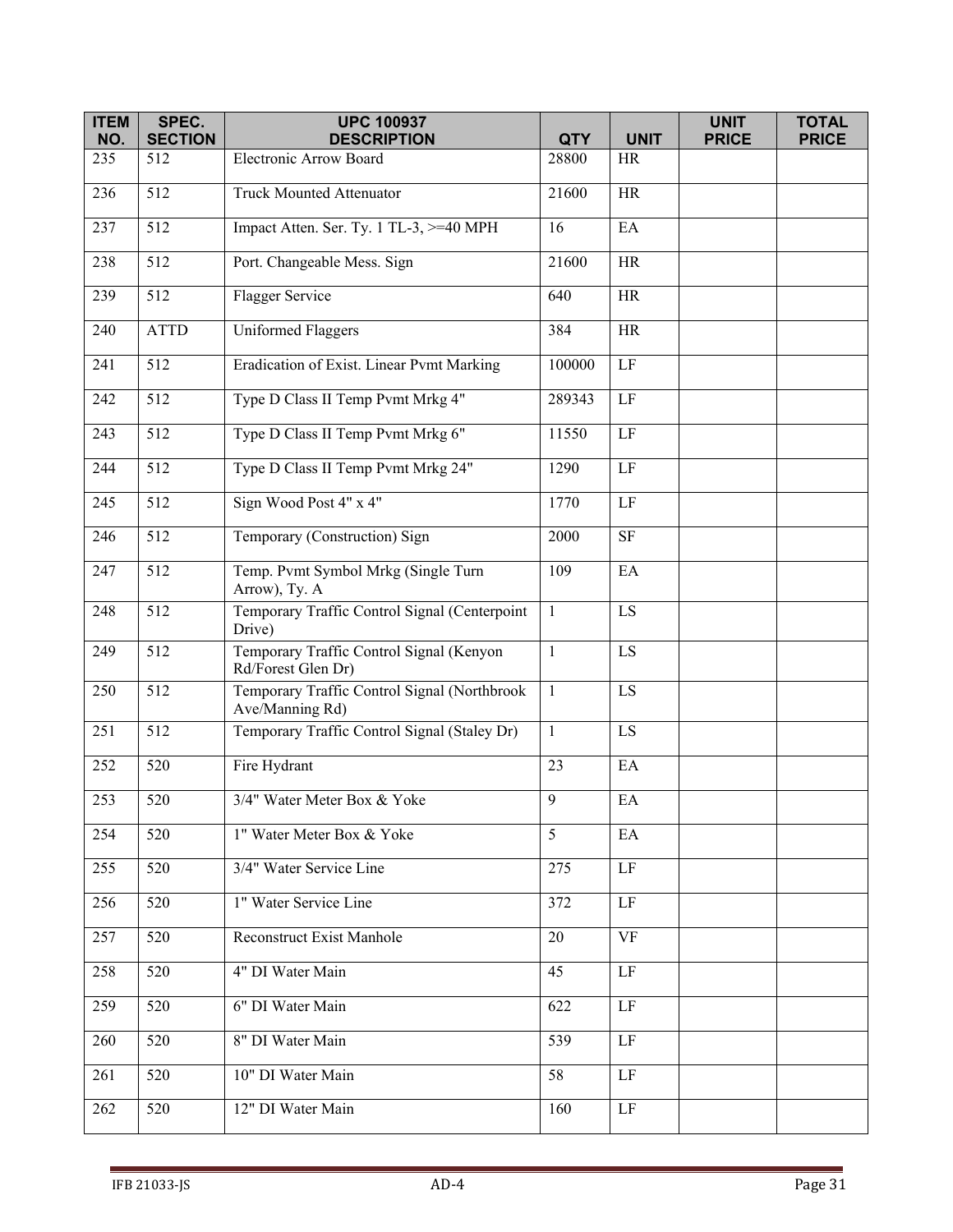| ITEM NO. | SPEC. SECTION | UPC 100937 DESCRIPTION | QTY | UNIT | UNIT PRICE | TOTAL PRICE |
|---|---|---|---|---|---|---|
| 235 | 512 | Electronic Arrow Board | 28800 | HR | | |
| 236 | 512 | Truck Mounted Attenuator | 21600 | HR | | |
| 237 | 512 | Impact Atten. Ser. Ty. 1 TL-3, >=40 MPH | 16 | EA | | |
| 238 | 512 | Port. Changeable Mess. Sign | 21600 | HR | | |
| 239 | 512 | Flagger Service | 640 | HR | | |
| 240 | ATTD | Uniformed Flaggers | 384 | HR | | |
| 241 | 512 | Eradication of Exist. Linear Pvmt Marking | 100000 | LF | | |
| 242 | 512 | Type D Class II Temp Pvmt Mrkg 4" | 289343 | LF | | |
| 243 | 512 | Type D Class II Temp Pvmt Mrkg 6" | 11550 | LF | | |
| 244 | 512 | Type D Class II Temp Pvmt Mrkg 24" | 1290 | LF | | |
| 245 | 512 | Sign Wood Post 4" x 4" | 1770 | LF | | |
| 246 | 512 | Temporary (Construction) Sign | 2000 | SF | | |
| 247 | 512 | Temp. Pvmt Symbol Mrkg (Single Turn Arrow), Ty. A | 109 | EA | | |
| 248 | 512 | Temporary Traffic Control Signal (Centerpoint Drive) | 1 | LS | | |
| 249 | 512 | Temporary Traffic Control Signal (Kenyon Rd/Forest Glen Dr) | 1 | LS | | |
| 250 | 512 | Temporary Traffic Control Signal (Northbrook Ave/Manning Rd) | 1 | LS | | |
| 251 | 512 | Temporary Traffic Control Signal (Staley Dr) | 1 | LS | | |
| 252 | 520 | Fire Hydrant | 23 | EA | | |
| 253 | 520 | 3/4" Water Meter Box & Yoke | 9 | EA | | |
| 254 | 520 | 1" Water Meter Box & Yoke | 5 | EA | | |
| 255 | 520 | 3/4" Water Service Line | 275 | LF | | |
| 256 | 520 | 1" Water Service Line | 372 | LF | | |
| 257 | 520 | Reconstruct Exist Manhole | 20 | VF | | |
| 258 | 520 | 4" DI Water Main | 45 | LF | | |
| 259 | 520 | 6" DI Water Main | 622 | LF | | |
| 260 | 520 | 8" DI Water Main | 539 | LF | | |
| 261 | 520 | 10" DI Water Main | 58 | LF | | |
| 262 | 520 | 12" DI Water Main | 160 | LF | | |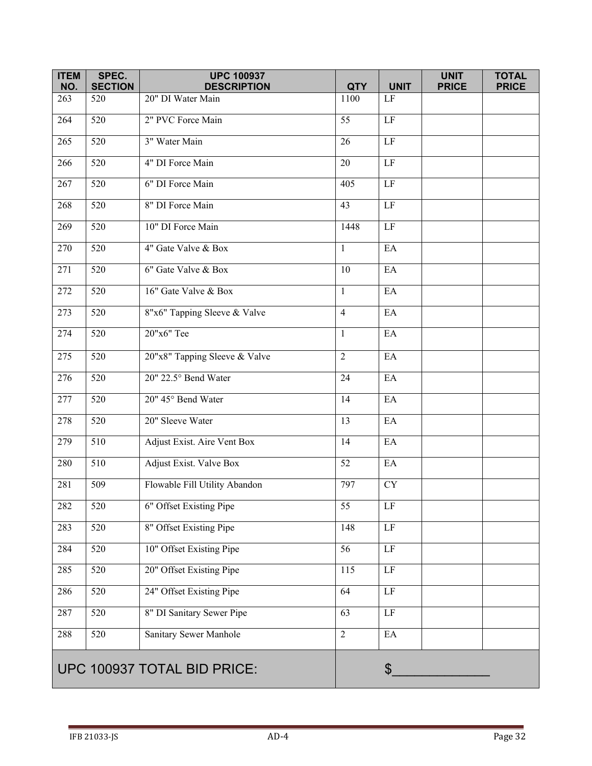| ITEM NO. | SPEC. SECTION | UPC 100937 DESCRIPTION | QTY | UNIT | UNIT PRICE | TOTAL PRICE |
|---|---|---|---|---|---|---|
| 263 | 520 | 20" DI Water Main | 1100 | LF | | |
| 264 | 520 | 2" PVC Force Main | 55 | LF | | |
| 265 | 520 | 3" Water Main | 26 | LF | | |
| 266 | 520 | 4" DI Force Main | 20 | LF | | |
| 267 | 520 | 6" DI Force Main | 405 | LF | | |
| 268 | 520 | 8" DI Force Main | 43 | LF | | |
| 269 | 520 | 10" DI Force Main | 1448 | LF | | |
| 270 | 520 | 4" Gate Valve & Box | 1 | EA | | |
| 271 | 520 | 6" Gate Valve & Box | 10 | EA | | |
| 272 | 520 | 16" Gate Valve & Box | 1 | EA | | |
| 273 | 520 | 8"x6" Tapping Sleeve & Valve | 4 | EA | | |
| 274 | 520 | 20"x6" Tee | 1 | EA | | |
| 275 | 520 | 20"x8" Tapping Sleeve & Valve | 2 | EA | | |
| 276 | 520 | 20" 22.5° Bend Water | 24 | EA | | |
| 277 | 520 | 20" 45° Bend Water | 14 | EA | | |
| 278 | 520 | 20" Sleeve Water | 13 | EA | | |
| 279 | 510 | Adjust Exist. Aire Vent Box | 14 | EA | | |
| 280 | 510 | Adjust Exist. Valve Box | 52 | EA | | |
| 281 | 509 | Flowable Fill Utility Abandon | 797 | CY | | |
| 282 | 520 | 6" Offset Existing Pipe | 55 | LF | | |
| 283 | 520 | 8" Offset Existing Pipe | 148 | LF | | |
| 284 | 520 | 10" Offset Existing Pipe | 56 | LF | | |
| 285 | 520 | 20" Offset Existing Pipe | 115 | LF | | |
| 286 | 520 | 24" Offset Existing Pipe | 64 | LF | | |
| 287 | 520 | 8" DI Sanitary Sewer Pipe | 63 | LF | | |
| 288 | 520 | Sanitary Sewer Manhole | 2 | EA | | |
| UPC 100937 TOTAL BID PRICE: | | | $_____________ | | | |

IFB 21033-JS AD-4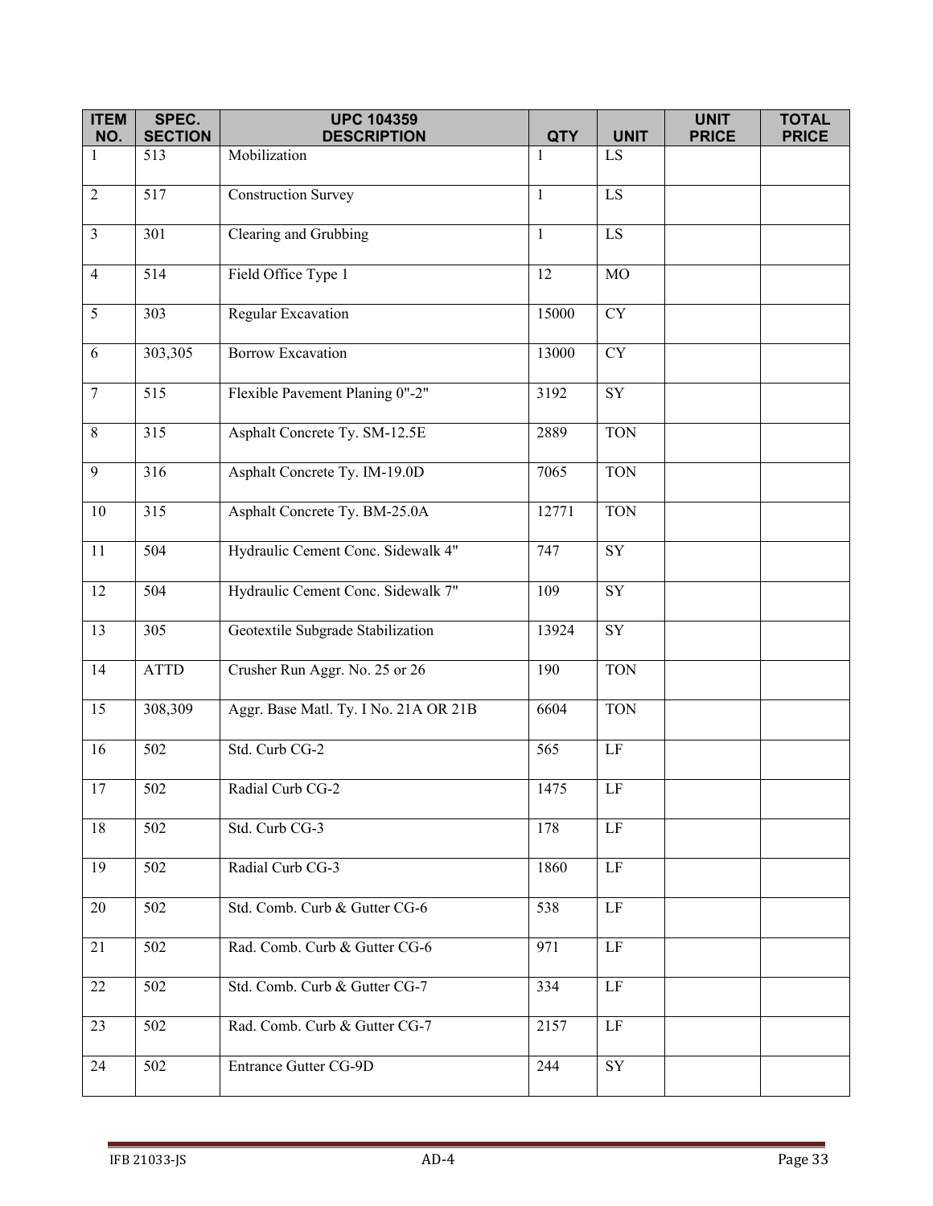| ITEM NO. | SPEC. SECTION | UPC 104359 DESCRIPTION | QTY | UNIT | UNIT PRICE | TOTAL PRICE |
|---|---|---|---|---|---|---|
| 1 | 513 | Mobilization | 1 | LS | | |
| 2 | 517 | Construction Survey | 1 | LS | | |
| 3 | 301 | Clearing and Grubbing | 1 | LS | | |
| 4 | 514 | Field Office Type 1 | 12 | MO | | |
| 5 | 303 | Regular Excavation | 15000 | CY | | |
| 6 | 303,305 | Borrow Excavation | 13000 | CY | | |
| 7 | 515 | Flexible Pavement Planing 0"-2" | 3192 | SY | | |
| 8 | 315 | Asphalt Concrete Ty. SM-12.5E | 2889 | TON | | |
| 9 | 316 | Asphalt Concrete Ty. IM-19.0D | 7065 | TON | | |
| 10 | 315 | Asphalt Concrete Ty. BM-25.0A | 12771 | TON | | |
| 11 | 504 | Hydraulic Cement Conc. Sidewalk 4" | 747 | SY | | |
| 12 | 504 | Hydraulic Cement Conc. Sidewalk 7" | 109 | SY | | |
| 13 | 305 | Geotextile Subgrade Stabilization | 13924 | SY | | |
| 14 | ATTD | Crusher Run Aggr. No. 25 or 26 | 190 | TON | | |
| 15 | 308,309 | Aggr. Base Matl. Ty. I No. 21A OR 21B | 6604 | TON | | |
| 16 | 502 | Std. Curb CG-2 | 565 | LF | | |
| 17 | 502 | Radial Curb CG-2 | 1475 | LF | | |
| 18 | 502 | Std. Curb CG-3 | 178 | LF | | |
| 19 | 502 | Radial Curb CG-3 | 1860 | LF | | |
| 20 | 502 | Std. Comb. Curb & Gutter CG-6 | 538 | LF | | |
| 21 | 502 | Rad. Comb. Curb & Gutter CG-6 | 971 | LF | | |
| 22 | 502 | Std. Comb. Curb & Gutter CG-7 | 334 | LF | | |
| 23 | 502 | Rad. Comb. Curb & Gutter CG-7 | 2157 | LF | | |
| 24 | 502 | Entrance Gutter CG-9D | 244 | SY | | |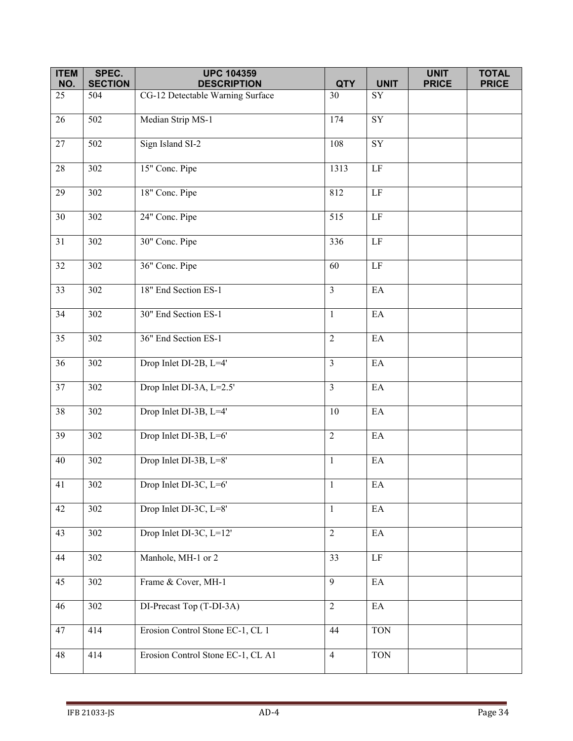| ITEM NO. | SPEC. SECTION | UPC 104359 DESCRIPTION | QTY | UNIT | UNIT PRICE | TOTAL PRICE |
|---|---|---|---|---|---|---|
| 25 | 504 | CG-12 Detectable Warning Surface | 30 | SY | | |
| 26 | 502 | Median Strip MS-1 | 174 | SY | | |
| 27 | 502 | Sign Island SI-2 | 108 | SY | | |
| 28 | 302 | 15" Conc. Pipe | 1313 | LF | | |
| 29 | 302 | 18" Conc. Pipe | 812 | LF | | |
| 30 | 302 | 24" Conc. Pipe | 515 | LF | | |
| 31 | 302 | 30" Conc. Pipe | 336 | LF | | |
| 32 | 302 | 36" Conc. Pipe | 60 | LF | | |
| 33 | 302 | 18" End Section ES-1 | 3 | EA | | |
| 34 | 302 | 30" End Section ES-1 | 1 | EA | | |
| 35 | 302 | 36" End Section ES-1 | 2 | EA | | |
| 36 | 302 | Drop Inlet DI-2B, L=4' | 3 | EA | | |
| 37 | 302 | Drop Inlet DI-3A, L=2.5' | 3 | EA | | |
| 38 | 302 | Drop Inlet DI-3B, L=4' | 10 | EA | | |
| 39 | 302 | Drop Inlet DI-3B, L=6' | 2 | EA | | |
| 40 | 302 | Drop Inlet DI-3B, L=8' | 1 | EA | | |
| 41 | 302 | Drop Inlet DI-3C, L=6' | 1 | EA | | |
| 42 | 302 | Drop Inlet DI-3C, L=8' | 1 | EA | | |
| 43 | 302 | Drop Inlet DI-3C, L=12' | 2 | EA | | |
| 44 | 302 | Manhole, MH-1 or 2 | 33 | LF | | |
| 45 | 302 | Frame & Cover, MH-1 | 9 | EA | | |
| 46 | 302 | DI-Precast Top (T-DI-3A) | 2 | EA | | |
| 47 | 414 | Erosion Control Stone EC-1, CL 1 | 44 | TON | | |
| 48 | 414 | Erosion Control Stone EC-1, CL A1 | 4 | TON | | |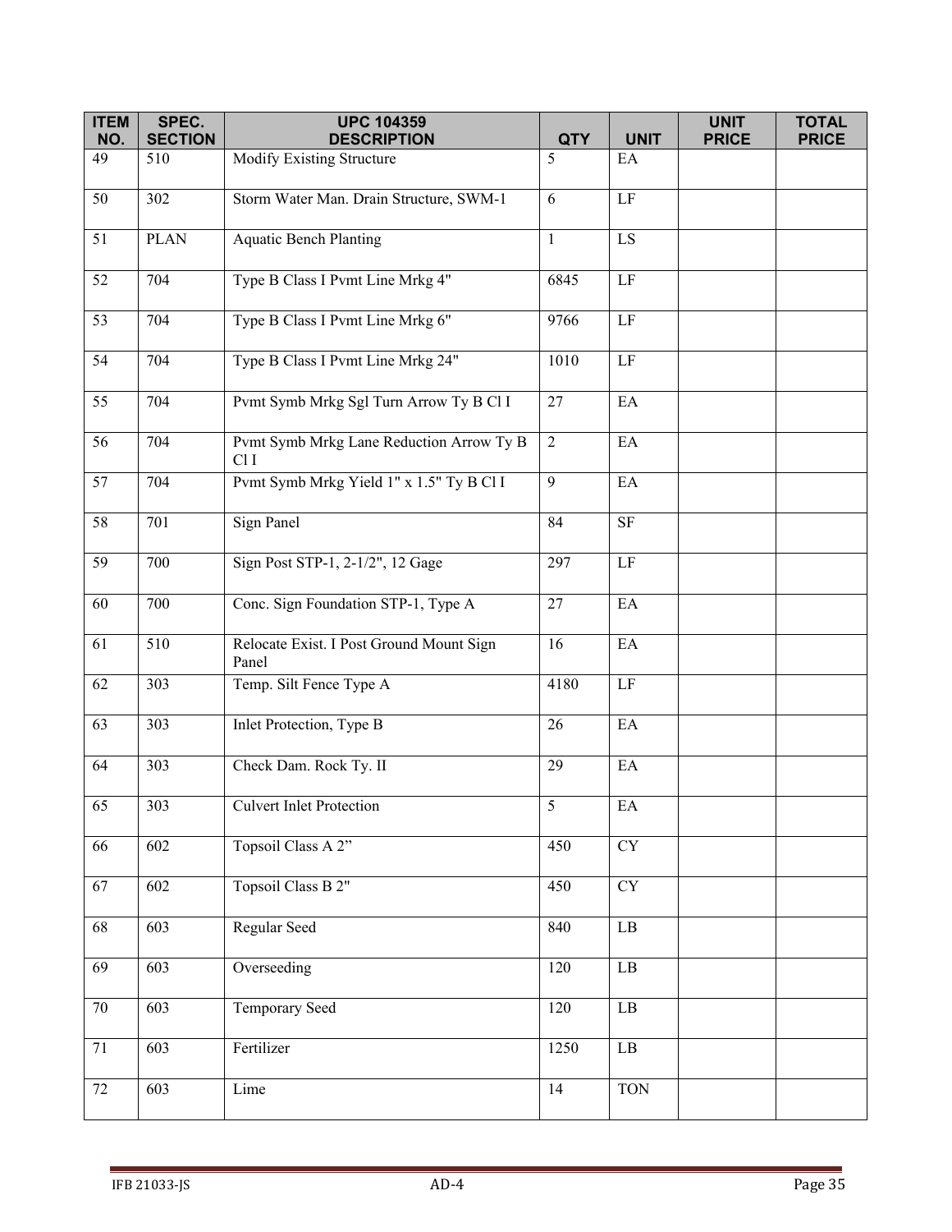| ITEM NO. | SPEC. SECTION | UPC 104359 DESCRIPTION | QTY | UNIT | UNIT PRICE | TOTAL PRICE |
|---|---|---|---|---|---|---|
| 49 | 510 | Modify Existing Structure | 5 | EA | | |
| 50 | 302 | Storm Water Man. Drain Structure, SWM-1 | 6 | LF | | |
| 51 | PLAN | Aquatic Bench Planting | 1 | LS | | |
| 52 | 704 | Type B Class I Pvmt Line Mrkg 4" | 6845 | LF | | |
| 53 | 704 | Type B Class I Pvmt Line Mrkg 6" | 9766 | LF | | |
| 54 | 704 | Type B Class I Pvmt Line Mrkg 24" | 1010 | LF | | |
| 55 | 704 | Pvmt Symb Mrkg Sgl Turn Arrow Ty B Cl I | 27 | EA | | |
| 56 | 704 | Pvmt Symb Mrkg Lane Reduction Arrow Ty B Cl I | 2 | EA | | |
| 57 | 704 | Pvmt Symb Mrkg Yield 1" x 1.5" Ty B Cl I | 9 | EA | | |
| 58 | 701 | Sign Panel | 84 | SF | | |
| 59 | 700 | Sign Post STP-1, 2-1/2", 12 Gage | 297 | LF | | |
| 60 | 700 | Conc. Sign Foundation STP-1, Type A | 27 | EA | | |
| 61 | 510 | Relocate Exist. I Post Ground Mount Sign Panel | 16 | EA | | |
| 62 | 303 | Temp. Silt Fence Type A | 4180 | LF | | |
| 63 | 303 | Inlet Protection, Type B | 26 | EA | | |
| 64 | 303 | Check Dam. Rock Ty. II | 29 | EA | | |
| 65 | 303 | Culvert Inlet Protection | 5 | EA | | |
| 66 | 602 | Topsoil Class A 2” | 450 | CY | | |
| 67 | 602 | Topsoil Class B 2" | 450 | CY | | |
| 68 | 603 | Regular Seed | 840 | LB | | |
| 69 | 603 | Overseeding | 120 | LB | | |
| 70 | 603 | Temporary Seed | 120 | LB | | |
| 71 | 603 | Fertilizer | 1250 | LB | | |
| 72 | 603 | Lime | 14 | TON | | |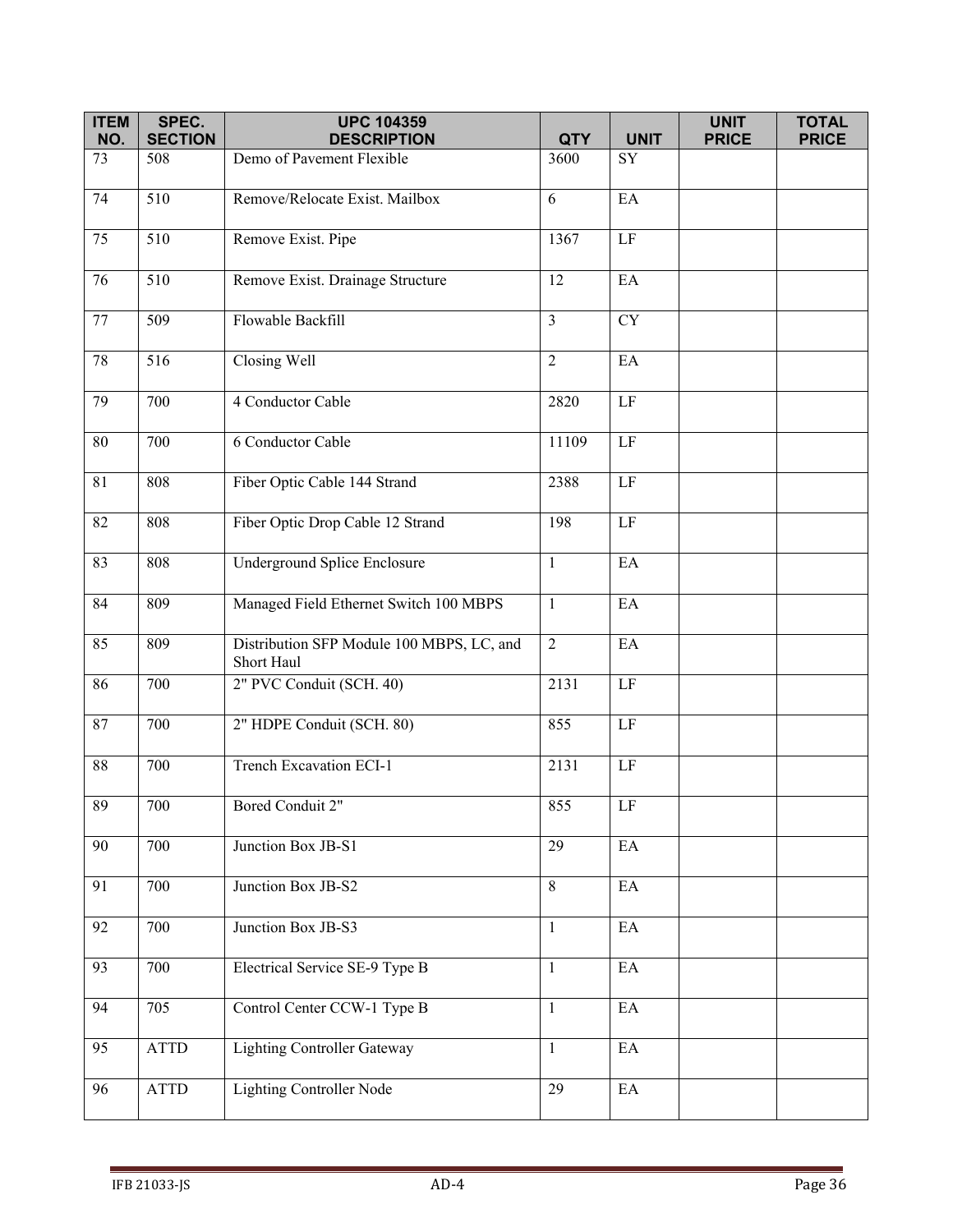| ITEM NO. | SPEC. SECTION | UPC 104359 DESCRIPTION | QTY | UNIT | UNIT PRICE | TOTAL PRICE |
|---|---|---|---|---|---|---|
| 73 | 508 | Demo of Pavement Flexible | 3600 | SY | | |
| 74 | 510 | Remove/Relocate Exist. Mailbox | 6 | EA | | |
| 75 | 510 | Remove Exist. Pipe | 1367 | LF | | |
| 76 | 510 | Remove Exist. Drainage Structure | 12 | EA | | |
| 77 | 509 | Flowable Backfill | 3 | CY | | |
| 78 | 516 | Closing Well | 2 | EA | | |
| 79 | 700 | 4 Conductor Cable | 2820 | LF | | |
| 80 | 700 | 6 Conductor Cable | 11109 | LF | | |
| 81 | 808 | Fiber Optic Cable 144 Strand | 2388 | LF | | |
| 82 | 808 | Fiber Optic Drop Cable 12 Strand | 198 | LF | | |
| 83 | 808 | Underground Splice Enclosure | 1 | EA | | |
| 84 | 809 | Managed Field Ethernet Switch 100 MBPS | 1 | EA | | |
| 85 | 809 | Distribution SFP Module 100 MBPS, LC, and Short Haul | 2 | EA | | |
| 86 | 700 | 2" PVC Conduit (SCH. 40) | 2131 | LF | | |
| 87 | 700 | 2" HDPE Conduit (SCH. 80) | 855 | LF | | |
| 88 | 700 | Trench Excavation ECI-1 | 2131 | LF | | |
| 89 | 700 | Bored Conduit 2" | 855 | LF | | |
| 90 | 700 | Junction Box JB-S1 | 29 | EA | | |
| 91 | 700 | Junction Box JB-S2 | 8 | EA | | |
| 92 | 700 | Junction Box JB-S3 | 1 | EA | | |
| 93 | 700 | Electrical Service SE-9 Type B | 1 | EA | | |
| 94 | 705 | Control Center CCW-1 Type B | 1 | EA | | |
| 95 | ATTD | Lighting Controller Gateway | 1 | EA | | |
| 96 | ATTD | Lighting Controller Node | 29 | EA | | |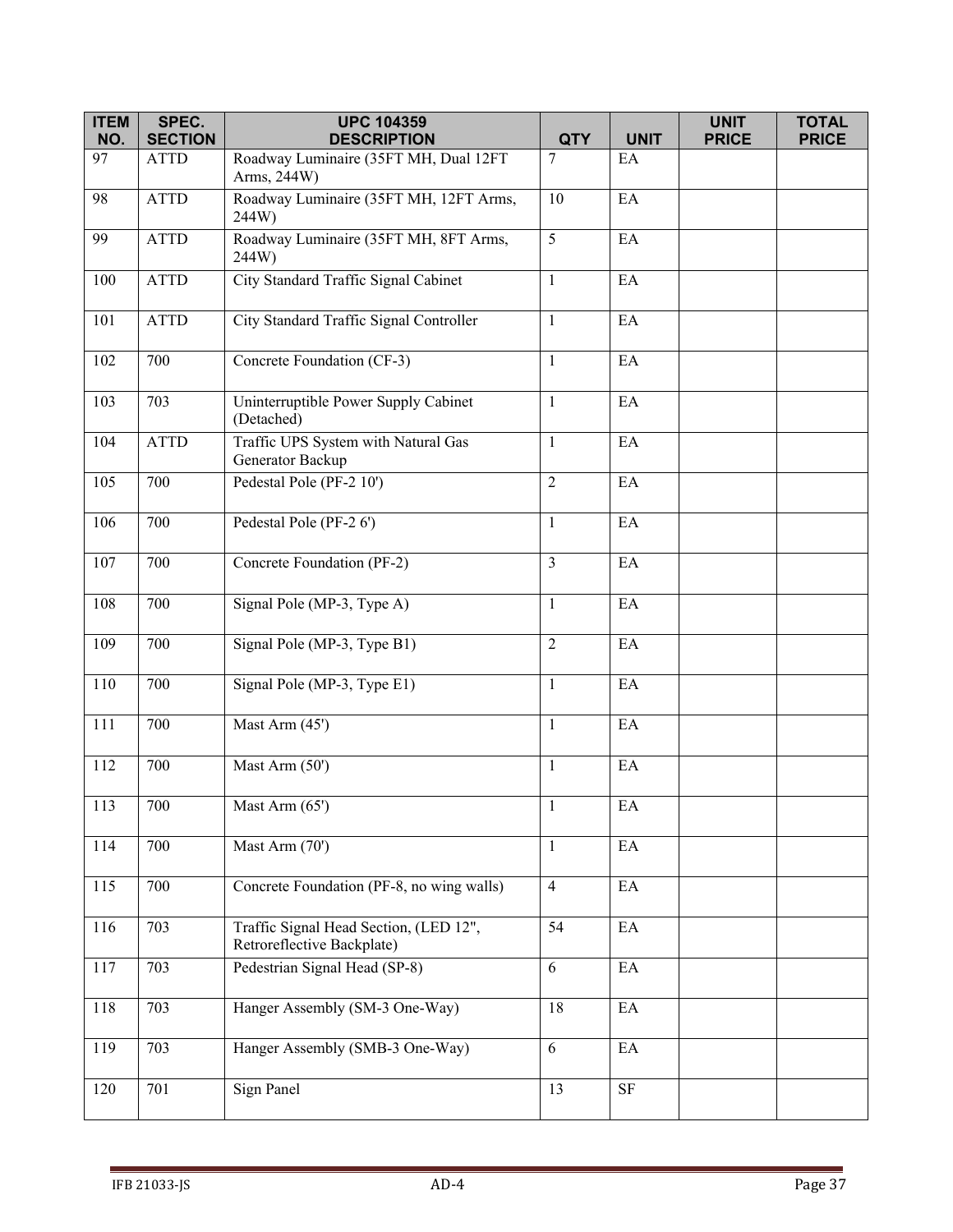| ITEM NO. | SPEC. SECTION | UPC 104359 DESCRIPTION | QTY | UNIT | UNIT PRICE | TOTAL PRICE |
|---|---|---|---|---|---|---|
| 97 | ATTD | Roadway Luminaire (35FT MH, Dual 12FT Arms, 244W) | 7 | EA | | |
| 98 | ATTD | Roadway Luminaire (35FT MH, 12FT Arms, 244W) | 10 | EA | | |
| 99 | ATTD | Roadway Luminaire (35FT MH, 8FT Arms, 244W) | 5 | EA | | |
| 100 | ATTD | City Standard Traffic Signal Cabinet | 1 | EA | | |
| 101 | ATTD | City Standard Traffic Signal Controller | 1 | EA | | |
| 102 | 700 | Concrete Foundation (CF-3) | 1 | EA | | |
| 103 | 703 | Uninterruptible Power Supply Cabinet (Detached) | 1 | EA | | |
| 104 | ATTD | Traffic UPS System with Natural Gas Generator Backup | 1 | EA | | |
| 105 | 700 | Pedestal Pole (PF-2 10') | 2 | EA | | |
| 106 | 700 | Pedestal Pole (PF-2 6') | 1 | EA | | |
| 107 | 700 | Concrete Foundation (PF-2) | 3 | EA | | |
| 108 | 700 | Signal Pole (MP-3, Type A) | 1 | EA | | |
| 109 | 700 | Signal Pole (MP-3, Type B1) | 2 | EA | | |
| 110 | 700 | Signal Pole (MP-3, Type E1) | 1 | EA | | |
| 111 | 700 | Mast Arm (45') | 1 | EA | | |
| 112 | 700 | Mast Arm (50') | 1 | EA | | |
| 113 | 700 | Mast Arm (65') | 1 | EA | | |
| 114 | 700 | Mast Arm (70') | 1 | EA | | |
| 115 | 700 | Concrete Foundation (PF-8, no wing walls) | 4 | EA | | |
| 116 | 703 | Traffic Signal Head Section, (LED 12", Retroreflective Backplate) | 54 | EA | | |
| 117 | 703 | Pedestrian Signal Head (SP-8) | 6 | EA | | |
| 118 | 703 | Hanger Assembly (SM-3 One-Way) | 18 | EA | | |
| 119 | 703 | Hanger Assembly (SMB-3 One-Way) | 6 | EA | | |
| 120 | 701 | Sign Panel | 13 | SF | | |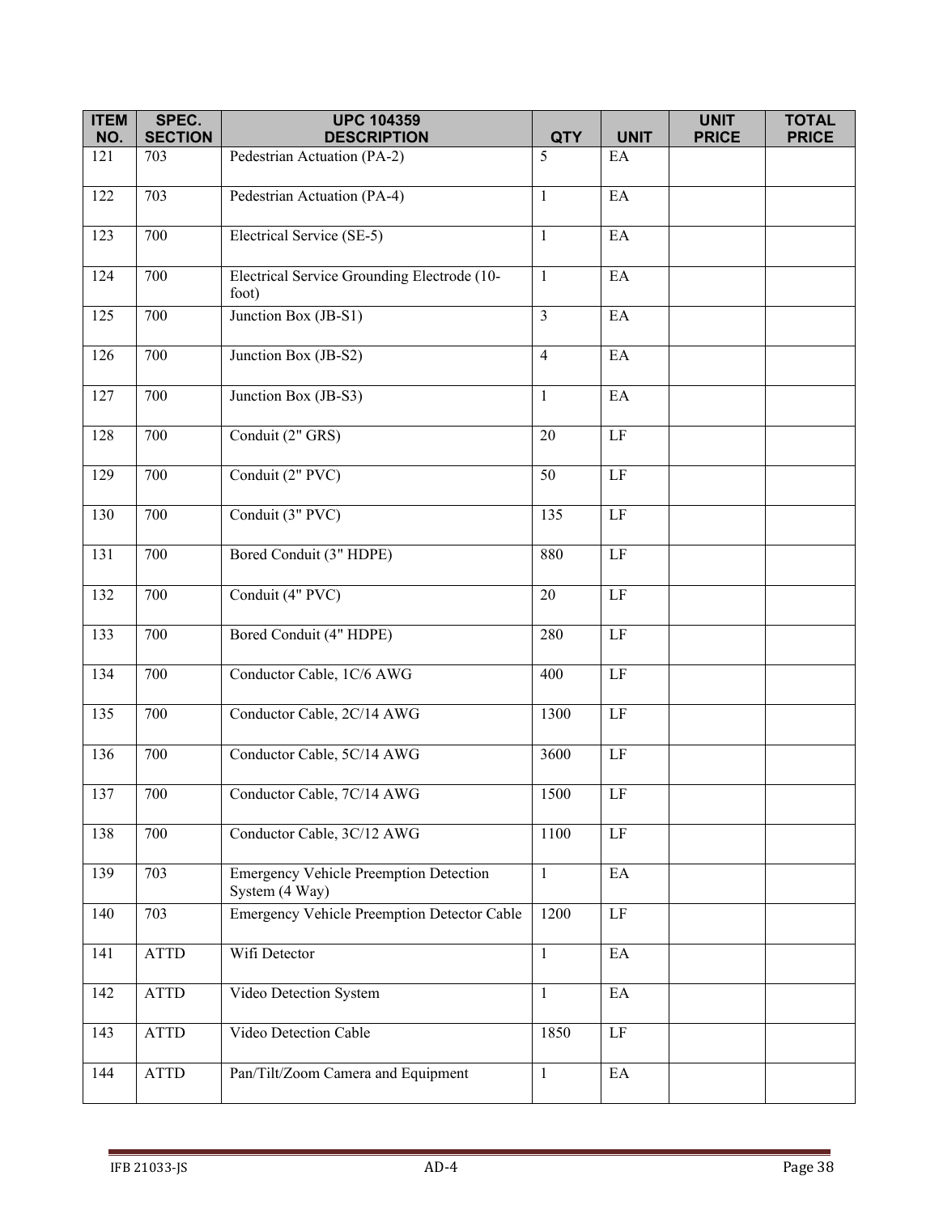| ITEM NO. | SPEC. SECTION | UPC 104359 DESCRIPTION | QTY | UNIT | UNIT PRICE | TOTAL PRICE |
|---|---|---|---|---|---|---|
| 121 | 703 | Pedestrian Actuation (PA-2) | 5 | EA | | |
| 122 | 703 | Pedestrian Actuation (PA-4) | 1 | EA | | |
| 123 | 700 | Electrical Service (SE-5) | 1 | EA | | |
| 124 | 700 | Electrical Service Grounding Electrode (10-foot) | 1 | EA | | |
| 125 | 700 | Junction Box (JB-S1) | 3 | EA | | |
| 126 | 700 | Junction Box (JB-S2) | 4 | EA | | |
| 127 | 700 | Junction Box (JB-S3) | 1 | EA | | |
| 128 | 700 | Conduit (2" GRS) | 20 | LF | | |
| 129 | 700 | Conduit (2" PVC) | 50 | LF | | |
| 130 | 700 | Conduit (3" PVC) | 135 | LF | | |
| 131 | 700 | Bored Conduit (3" HDPE) | 880 | LF | | |
| 132 | 700 | Conduit (4" PVC) | 20 | LF | | |
| 133 | 700 | Bored Conduit (4" HDPE) | 280 | LF | | |
| 134 | 700 | Conductor Cable, 1C/6 AWG | 400 | LF | | |
| 135 | 700 | Conductor Cable, 2C/14 AWG | 1300 | LF | | |
| 136 | 700 | Conductor Cable, 5C/14 AWG | 3600 | LF | | |
| 137 | 700 | Conductor Cable, 7C/14 AWG | 1500 | LF | | |
| 138 | 700 | Conductor Cable, 3C/12 AWG | 1100 | LF | | |
| 139 | 703 | Emergency Vehicle Preemption Detection System (4 Way) | 1 | EA | | |
| 140 | 703 | Emergency Vehicle Preemption Detector Cable | 1200 | LF | | |
| 141 | ATTD | Wifi Detector | 1 | EA | | |
| 142 | ATTD | Video Detection System | 1 | EA | | |
| 143 | ATTD | Video Detection Cable | 1850 | LF | | |
| 144 | ATTD | Pan/Tilt/Zoom Camera and Equipment | 1 | EA | | |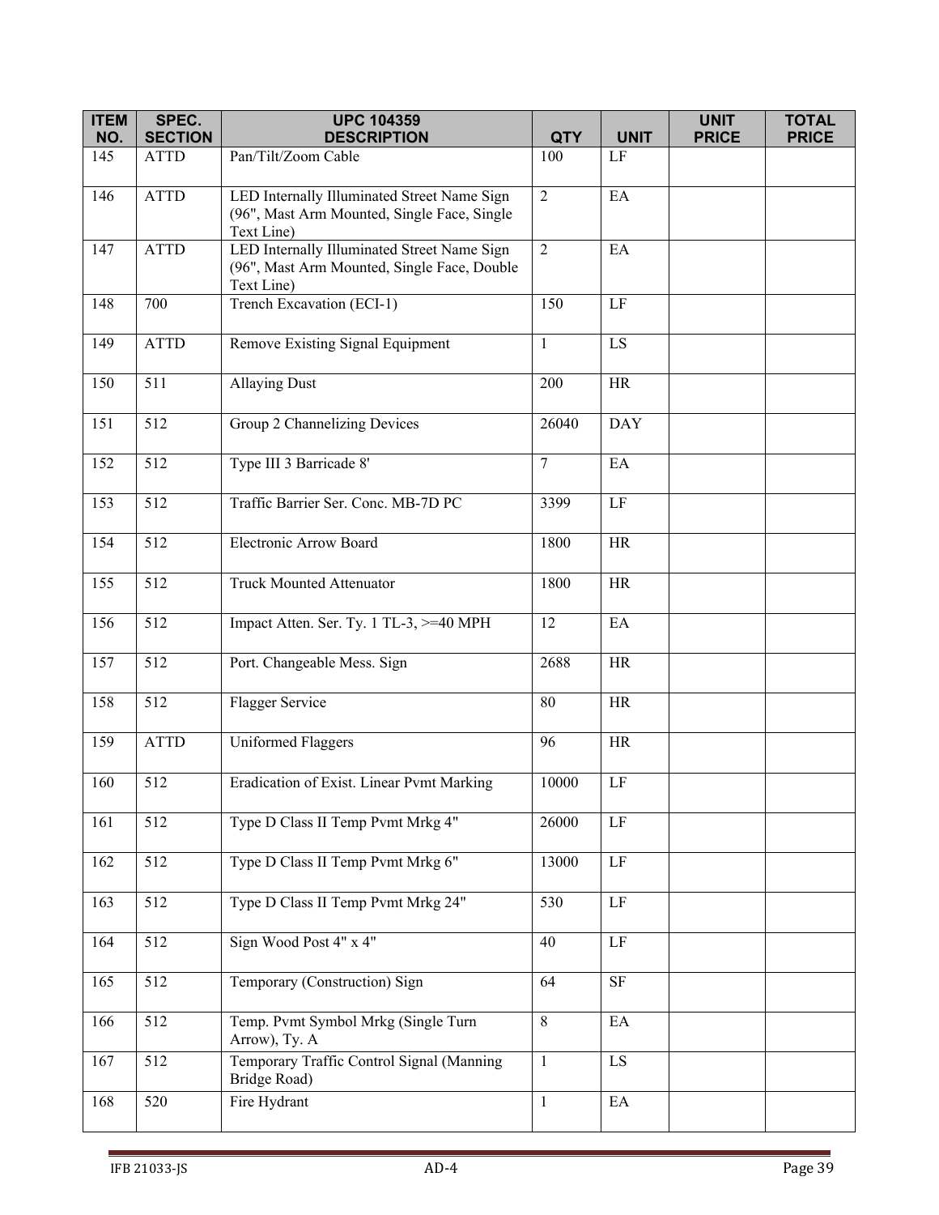| ITEM NO. | SPEC. SECTION | UPC 104359 DESCRIPTION | QTY | UNIT | UNIT PRICE | TOTAL PRICE |
|---|---|---|---|---|---|---|
| 145 | ATTD | Pan/Tilt/Zoom Cable | 100 | LF | | |
| 146 | ATTD | LED Internally Illuminated Street Name Sign (96", Mast Arm Mounted, Single Face, Single Text Line) | 2 | EA | | |
| 147 | ATTD | LED Internally Illuminated Street Name Sign (96", Mast Arm Mounted, Single Face, Double Text Line) | 2 | EA | | |
| 148 | 700 | Trench Excavation (ECI-1) | 150 | LF | | |
| 149 | ATTD | Remove Existing Signal Equipment | 1 | LS | | |
| 150 | 511 | Allaying Dust | 200 | HR | | |
| 151 | 512 | Group 2 Channelizing Devices | 26040 | DAY | | |
| 152 | 512 | Type III 3 Barricade 8' | 7 | EA | | |
| 153 | 512 | Traffic Barrier Ser. Conc. MB-7D PC | 3399 | LF | | |
| 154 | 512 | Electronic Arrow Board | 1800 | HR | | |
| 155 | 512 | Truck Mounted Attenuator | 1800 | HR | | |
| 156 | 512 | Impact Atten. Ser. Ty. 1 TL-3, >=40 MPH | 12 | EA | | |
| 157 | 512 | Port. Changeable Mess. Sign | 2688 | HR | | |
| 158 | 512 | Flagger Service | 80 | HR | | |
| 159 | ATTD | Uniformed Flaggers | 96 | HR | | |
| 160 | 512 | Eradication of Exist. Linear Pvmt Marking | 10000 | LF | | |
| 161 | 512 | Type D Class II Temp Pvmt Mrkg 4" | 26000 | LF | | |
| 162 | 512 | Type D Class II Temp Pvmt Mrkg 6" | 13000 | LF | | |
| 163 | 512 | Type D Class II Temp Pvmt Mrkg 24" | 530 | LF | | |
| 164 | 512 | Sign Wood Post 4" x 4" | 40 | LF | | |
| 165 | 512 | Temporary (Construction) Sign | 64 | SF | | |
| 166 | 512 | Temp. Pvmt Symbol Mrkg (Single Turn Arrow), Ty. A | 8 | EA | | |
| 167 | 512 | Temporary Traffic Control Signal (Manning Bridge Road) | 1 | LS | | |
| 168 | 520 | Fire Hydrant | 1 | EA | | |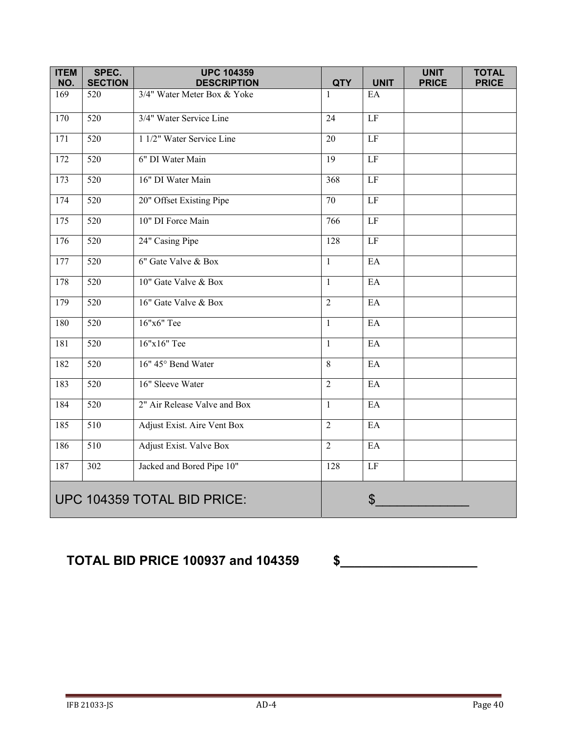| ITEM NO. | SPEC. SECTION | UPC 104359 DESCRIPTION | QTY | UNIT | UNIT PRICE | TOTAL PRICE |
|---|---|---|---|---|---|---|
| 169 | 520 | 3/4" Water Meter Box & Yoke | 1 | EA | | |
| 170 | 520 | 3/4" Water Service Line | 24 | LF | | |
| 171 | 520 | 1 1/2" Water Service Line | 20 | LF | | |
| 172 | 520 | 6" DI Water Main | 19 | LF | | |
| 173 | 520 | 16" DI Water Main | 368 | LF | | |
| 174 | 520 | 20" Offset Existing Pipe | 70 | LF | | |
| 175 | 520 | 10" DI Force Main | 766 | LF | | |
| 176 | 520 | 24" Casing Pipe | 128 | LF | | |
| 177 | 520 | 6" Gate Valve & Box | 1 | EA | | |
| 178 | 520 | 10" Gate Valve & Box | 1 | EA | | |
| 179 | 520 | 16" Gate Valve & Box | 2 | EA | | |
| 180 | 520 | 16"x6" Tee | 1 | EA | | |
| 181 | 520 | 16"x16" Tee | 1 | EA | | |
| 182 | 520 | 16" 45° Bend Water | 8 | EA | | |
| 183 | 520 | 16" Sleeve Water | 2 | EA | | |
| 184 | 520 | 2" Air Release Valve and Box | 1 | EA | | |
| 185 | 510 | Adjust Exist. Aire Vent Box | 2 | EA | | |
| 186 | 510 | Adjust Exist. Valve Box | 2 | EA | | |
| 187 | 302 | Jacked and Bored Pipe 10" | 128 | LF | | |
| UPC 104359 TOTAL BID PRICE: | | | $_____________ | | | |

**TOTAL BID PRICE 100937 and 104359 $___________________**